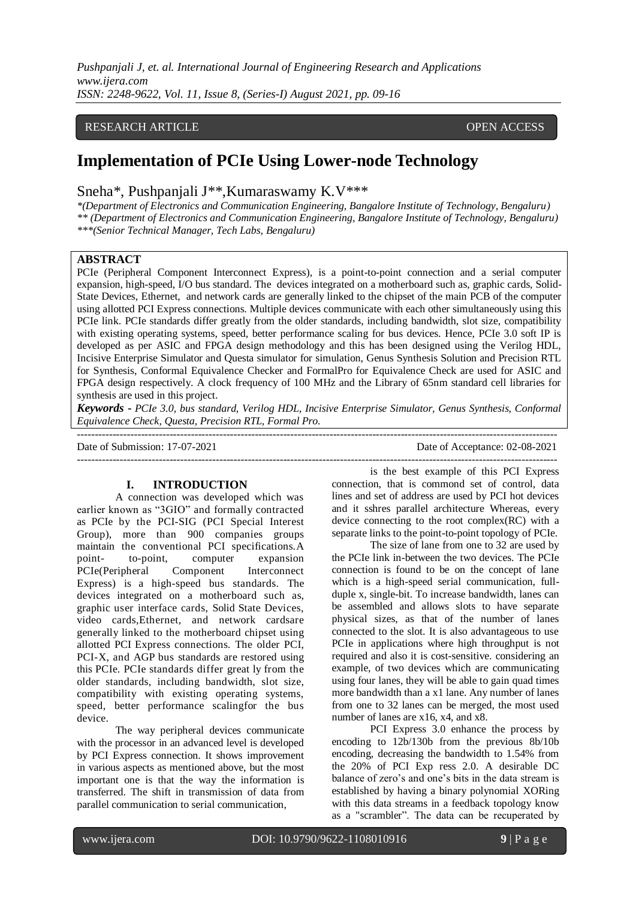RESEARCH ARTICLE OPEN ACCESS

# Implementation of PCIe Using Lower-node Technology

Sneha*, Pushpanjali J**,Kumaraswamy K.V***

*\*(Department of Electronics and Communication Engineering, Bangalore Institute of Technology, Bengaluru)*
*\*\* (Department of Electronics and Communication Engineering, Bangalore Institute of Technology, Bengaluru)*
*\*\*\*(Senior Technical Manager, Tech Labs, Bengaluru)*

## ABSTRACT

PCIe (Peripheral Component Interconnect Express), is a point-to-point connection and a serial computer expansion, high-speed, I/O bus standard. The devices integrated on a motherboard such as, graphic cards, Solid-State Devices, Ethernet, and network cards are generally linked to the chipset of the main PCB of the computer using allotted PCI Express connections. Multiple devices communicate with each other simultaneously using this PCIe link. PCIe standards differ greatly from the older standards, including bandwidth, slot size, compatibility with existing operating systems, speed, better performance scaling for bus devices. Hence, PCIe 3.0 soft IP is developed as per ASIC and FPGA design methodology and this has been designed using the Verilog HDL, Incisive Enterprise Simulator and Questa simulator for simulation, Genus Synthesis Solution and Precision RTL for Synthesis, Conformal Equivalence Checker and FormalPro for Equivalence Check are used for ASIC and FPGA design respectively. A clock frequency of 100 MHz and the Library of 65nm standard cell libraries for synthesis are used in this project.

***Keywords*** **-** *PCIe 3.0, bus standard, Verilog HDL, Incisive Enterprise Simulator, Genus Synthesis, Conformal Equivalence Check, Questa, Precision RTL, Formal Pro.*

---

Date of Submission: 17-07-2021 Date of Acceptance: 02-08-2021

---

## I. INTRODUCTION

A connection was developed which was earlier known as "3GIO" and formally contracted as PCIe by the PCI-SIG (PCI Special Interest Group), more than 900 companies groups maintain the conventional PCI specifications.A point- to-point, computer expansion PCIe(Peripheral Component Interconnect Express) is a high-speed bus standards. The devices integrated on a motherboard such as, graphic user interface cards, Solid State Devices, video cards,Ethernet, and network cardsare generally linked to the motherboard chipset using allotted PCI Express connections. The older PCI, PCI-X, and AGP bus standards are restored using this PCIe. PCIe standards differ great ly from the older standards, including bandwidth, slot size, compatibility with existing operating systems, speed, better performance scalingfor the bus device.

The way peripheral devices communicate with the processor in an advanced level is developed by PCI Express connection. It shows improvement in various aspects as mentioned above, but the most important one is that the way the information is transferred. The shift in transmission of data from parallel communication to serial communication, is the best example of this PCI Express connection, that is commond set of control, data lines and set of address are used by PCI hot devices and it sshres parallel architecture Whereas, every device connecting to the root complex(RC) with a separate links to the point-to-point topology of PCIe.

The size of lane from one to 32 are used by the PCIe link in-between the two devices. The PCIe connection is found to be on the concept of lane which is a high-speed serial communication, full-duple x, single-bit. To increase bandwidth, lanes can be assembled and allows slots to have separate physical sizes, as that of the number of lanes connected to the slot. It is also advantageous to use PCIe in applications where high throughput is not required and also it is cost-sensitive. considering an example, of two devices which are communicating using four lanes, they will be able to gain quad times more bandwidth than a x1 lane. Any number of lanes from one to 32 lanes can be merged, the most used number of lanes are x16, x4, and x8.

PCI Express 3.0 enhance the process by encoding to 12b/130b from the previous 8b/10b encoding, decreasing the bandwidth to 1.54% from the 20% of PCI Exp ress 2.0. A desirable DC balance of zero's and one's bits in the data stream is established by having a binary polynomial XORing with this data streams in a feedback topology know as a "scrambler". The data can be recuperated by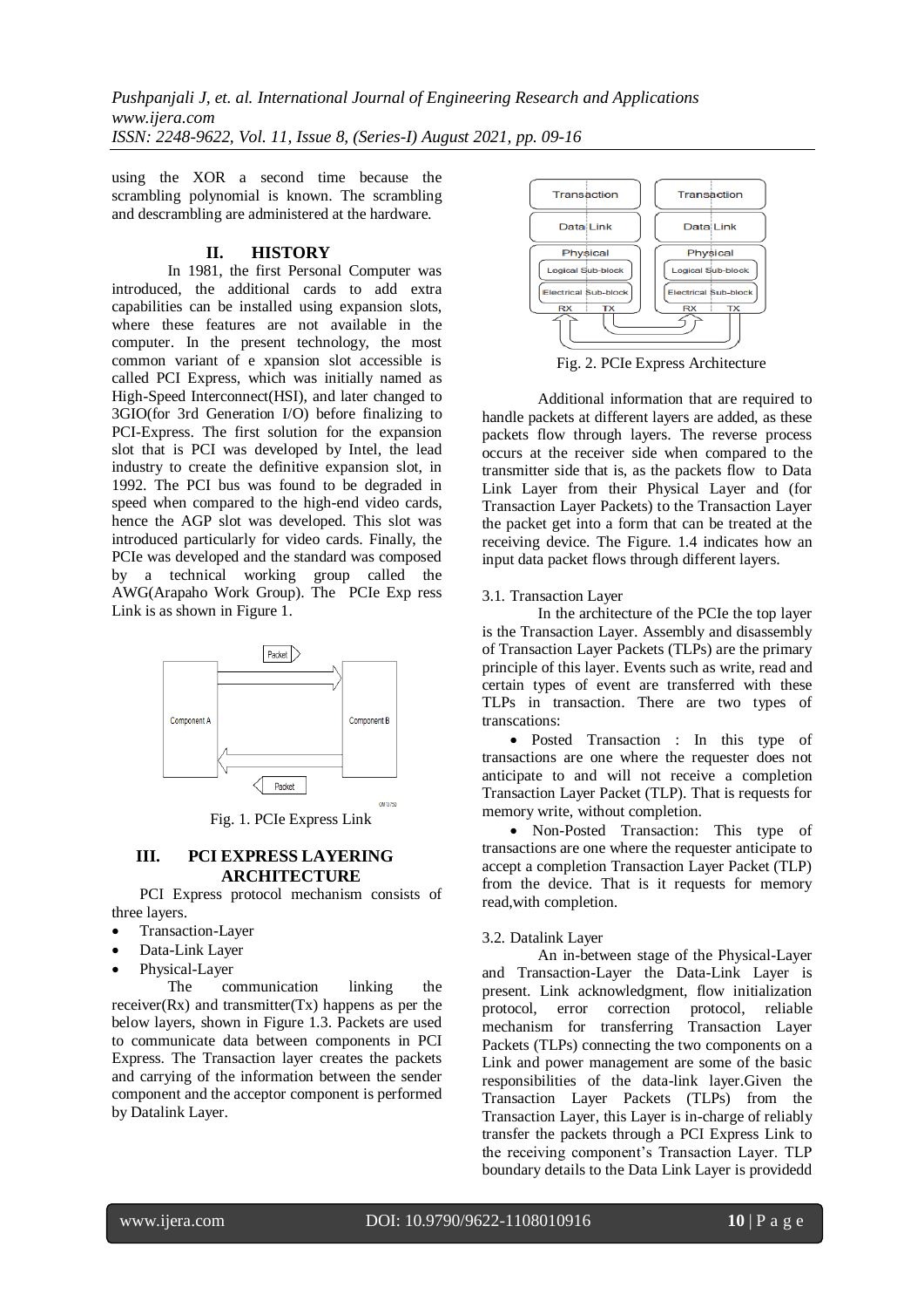using the XOR a second time because the scrambling polynomial is known. The scrambling and descrambling are administered at the hardware.

## II. HISTORY

In 1981, the first Personal Computer was introduced, the additional cards to add extra capabilities can be installed using expansion slots, where these features are not available in the computer. In the present technology, the most common variant of e xpansion slot accessible is called PCI Express, which was initially named as High-Speed Interconnect(HSI), and later changed to 3GIO(for 3rd Generation I/O) before finalizing to PCI-Express. The first solution for the expansion slot that is PCI was developed by Intel, the lead industry to create the definitive expansion slot, in 1992. The PCI bus was found to be degraded in speed when compared to the high-end video cards, hence the AGP slot was developed. This slot was introduced particularly for video cards. Finally, the PCIe was developed and the standard was composed by a technical working group called the AWG(Arapaho Work Group). The PCIe Exp ress Link is as shown in Figure 1.

Fig. 1. PCIe Express Link

## III. PCI EXPRESS LAYERING ARCHITECTURE

PCI Express protocol mechanism consists of three layers.

- Transaction-Layer
- Data-Link Layer
- Physical-Layer

The communication linking the receiver(Rx) and transmitter(Tx) happens as per the below layers, shown in Figure 1.3. Packets are used to communicate data between components in PCI Express. The Transaction layer creates the packets and carrying of the information between the sender component and the acceptor component is performed by Datalink Layer.

Fig. 2. PCIe Express Architecture

Additional information that are required to handle packets at different layers are added, as these packets flow through layers. The reverse process occurs at the receiver side when compared to the transmitter side that is, as the packets flow to Data Link Layer from their Physical Layer and (for Transaction Layer Packets) to the Transaction Layer the packet get into a form that can be treated at the receiving device. The Figure. 1.4 indicates how an input data packet flows through different layers.

### 3.1. Transaction Layer

In the architecture of the PCIe the top layer is the Transaction Layer. Assembly and disassembly of Transaction Layer Packets (TLPs) are the primary principle of this layer. Events such as write, read and certain types of event are transferred with these TLPs in transaction. There are two types of transcations:

- Posted Transaction : In this type of transactions are one where the requester does not anticipate to and will not receive a completion Transaction Layer Packet (TLP). That is requests for memory write, without completion.
- Non-Posted Transaction: This type of transactions are one where the requester anticipate to accept a completion Transaction Layer Packet (TLP) from the device. That is it requests for memory read,with completion.

### 3.2. Datalink Layer

An in-between stage of the Physical-Layer and Transaction-Layer the Data-Link Layer is present. Link acknowledgment, flow initialization protocol, error correction protocol, reliable mechanism for transferring Transaction Layer Packets (TLPs) connecting the two components on a Link and power management are some of the basic responsibilities of the data-link layer.Given the Transaction Layer Packets (TLPs) from the Transaction Layer, this Layer is in-charge of reliably transfer the packets through a PCI Express Link to the receiving component's Transaction Layer. TLP boundary details to the Data Link Layer is providedd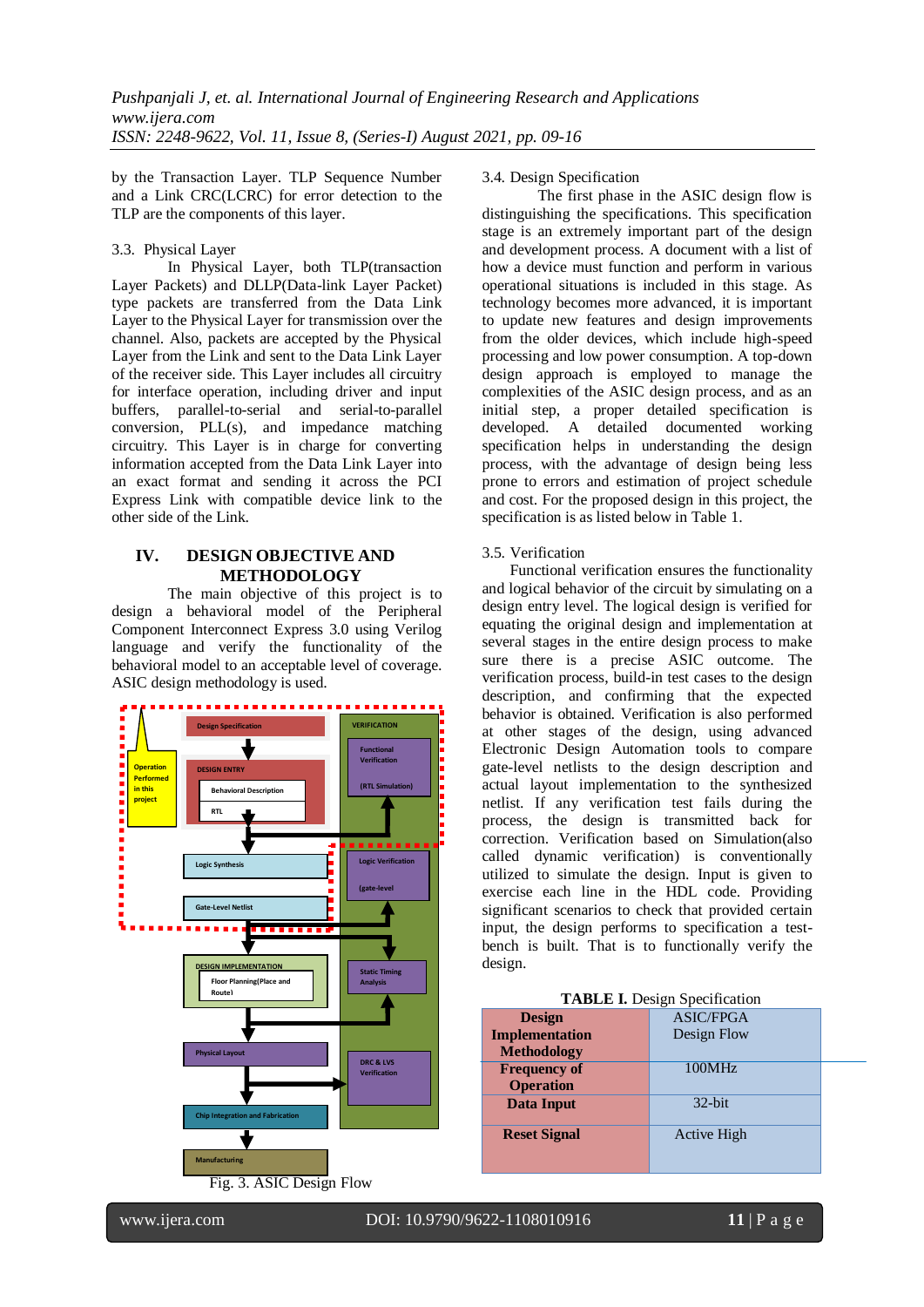by the Transaction Layer. TLP Sequence Number and a Link CRC(LCRC) for error detection to the TLP are the components of this layer.

3.3. Physical Layer

In Physical Layer, both TLP(transaction Layer Packets) and DLLP(Data-link Layer Packet) type packets are transferred from the Data Link Layer to the Physical Layer for transmission over the channel. Also, packets are accepted by the Physical Layer from the Link and sent to the Data Link Layer of the receiver side. This Layer includes all circuitry for interface operation, including driver and input buffers, parallel-to-serial and serial-to-parallel conversion, PLL(s), and impedance matching circuitry. This Layer is in charge for converting information accepted from the Data Link Layer into an exact format and sending it across the PCI Express Link with compatible device link to the other side of the Link.

## IV. DESIGN OBJECTIVE AND METHODOLOGY

The main objective of this project is to design a behavioral model of the Peripheral Component Interconnect Express 3.0 using Verilog language and verify the functionality of the behavioral model to an acceptable level of coverage. ASIC design methodology is used.

Design Specification
DESIGN ENTRY
Behavioral Description
RTL
Operation Performed in this project
VERIFICATION
Functional Verification
(RTL Simulation)
Logic Synthesis
Logic Verification
(gate-level
Gate-Level Netlist
DESIGN IMPLEMENTATION
Floor Planning(Place and Route)
Static Timing Analysis
Physical Layout
DRC & LVS Verification
Chip Integration and Fabrication
Manufacturing

Fig. 3. ASIC Design Flow

3.4. Design Specification

The first phase in the ASIC design flow is distinguishing the specifications. This specification stage is an extremely important part of the design and development process. A document with a list of how a device must function and perform in various operational situations is included in this stage. As technology becomes more advanced, it is important to update new features and design improvements from the older devices, which include high-speed processing and low power consumption. A top-down design approach is employed to manage the complexities of the ASIC design process, and as an initial step, a proper detailed specification is developed. A detailed documented working specification helps in understanding the design process, with the advantage of design being less prone to errors and estimation of project schedule and cost. For the proposed design in this project, the specification is as listed below in Table 1.

3.5. Verification

Functional verification ensures the functionality and logical behavior of the circuit by simulating on a design entry level. The logical design is verified for equating the original design and implementation at several stages in the entire design process to make sure there is a precise ASIC outcome. The verification process, build-in test cases to the design description, and confirming that the expected behavior is obtained. Verification is also performed at other stages of the design, using advanced Electronic Design Automation tools to compare gate-level netlists to the design description and actual layout implementation to the synthesized netlist. If any verification test fails during the process, the design is transmitted back for correction. Verification based on Simulation(also called dynamic verification) is conventionally utilized to simulate the design. Input is given to exercise each line in the HDL code. Providing significant scenarios to check that provided certain input, the design performs to specification a test-bench is built. That is to functionally verify the design.

**TABLE I.** Design Specification

| | |
|---|---|
| **Design Implementation Methodology** | ASIC/FPGA Design Flow |
| **Frequency of Operation** | 100MHz |
| **Data Input** | 32-bit |
| **Reset Signal** | Active High |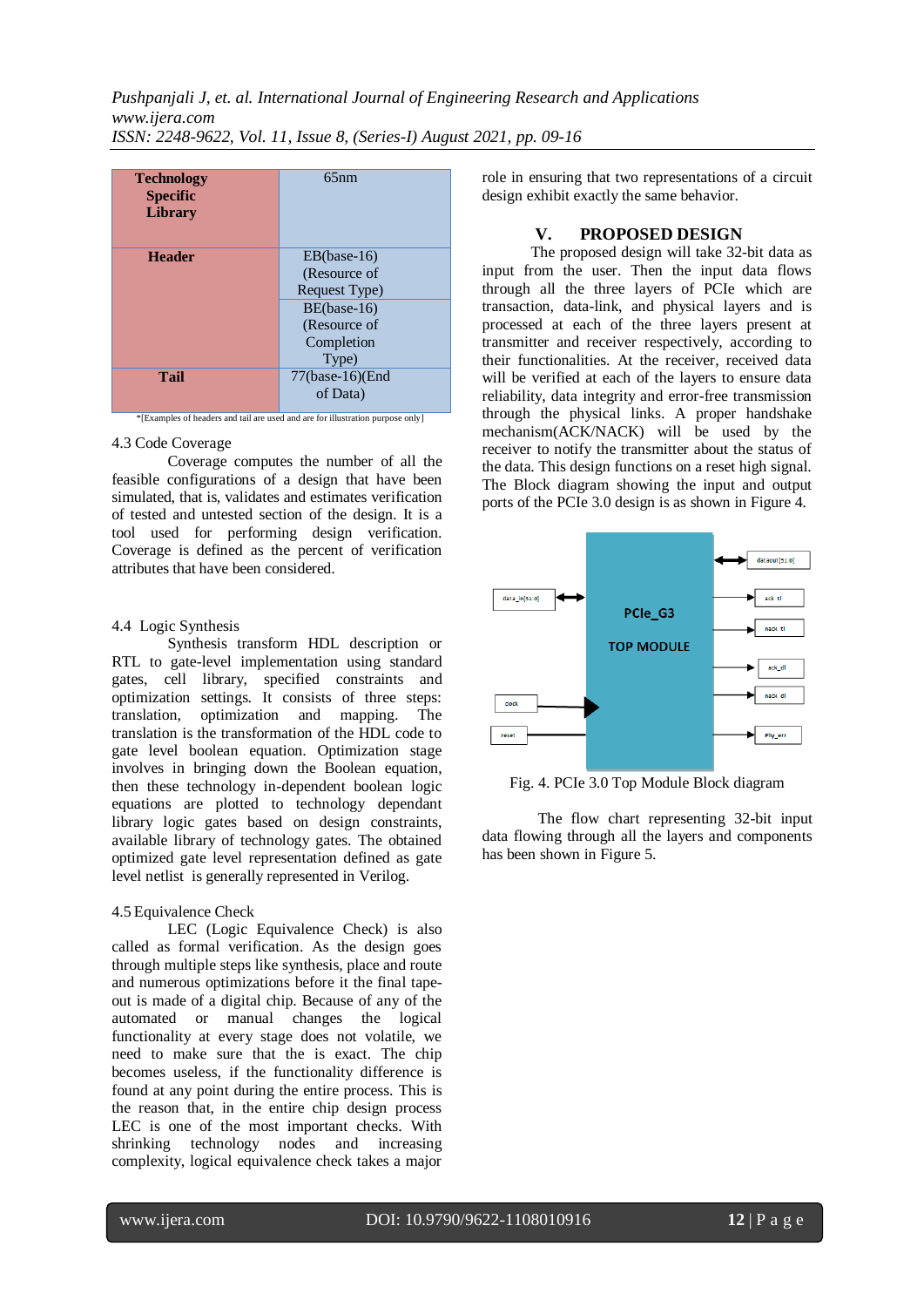| Technology Specific Library | 65nm |
|---|---|
| Header | EB(base-16) (Resource of Request Type) |
| | BE(base-16) (Resource of Completion Type) |
| Tail | 77(base-16)(End of Data) |

*[Examples of headers and tail are used and are for illustration purpose only]

4.3 Code Coverage

Coverage computes the number of all the feasible configurations of a design that have been simulated, that is, validates and estimates verification of tested and untested section of the design. It is a tool used for performing design verification. Coverage is defined as the percent of verification attributes that have been considered.

4.4 Logic Synthesis

Synthesis transform HDL description or RTL to gate-level implementation using standard gates, cell library, specified constraints and optimization settings. It consists of three steps: translation, optimization and mapping. The translation is the transformation of the HDL code to gate level boolean equation. Optimization stage involves in bringing down the Boolean equation, then these technology in-dependent boolean logic equations are plotted to technology dependant library logic gates based on design constraints, available library of technology gates. The obtained optimized gate level representation defined as gate level netlist is generally represented in Verilog.

4.5 Equivalence Check

LEC (Logic Equivalence Check) is also called as formal verification. As the design goes through multiple steps like synthesis, place and route and numerous optimizations before it the final tape-out is made of a digital chip. Because of any of the automated or manual changes the logical functionality at every stage does not volatile, we need to make sure that the is exact. The chip becomes useless, if the functionality difference is found at any point during the entire process. This is the reason that, in the entire chip design process LEC is one of the most important checks. With shrinking technology nodes and increasing complexity, logical equivalence check takes a major role in ensuring that two representations of a circuit design exhibit exactly the same behavior.

## V. PROPOSED DESIGN

The proposed design will take 32-bit data as input from the user. Then the input data flows through all the three layers of PCIe which are transaction, data-link, and physical layers and is processed at each of the three layers present at transmitter and receiver respectively, according to their functionalities. At the receiver, received data will be verified at each of the layers to ensure data reliability, data integrity and error-free transmission through the physical links. A proper handshake mechanism(ACK/NACK) will be used by the receiver to notify the transmitter about the status of the data. This design functions on a reset high signal. The Block diagram showing the input and output ports of the PCIe 3.0 design is as shown in Figure 4.

Fig. 4. PCIe 3.0 Top Module Block diagram

The flow chart representing 32-bit input data flowing through all the layers and components has been shown in Figure 5.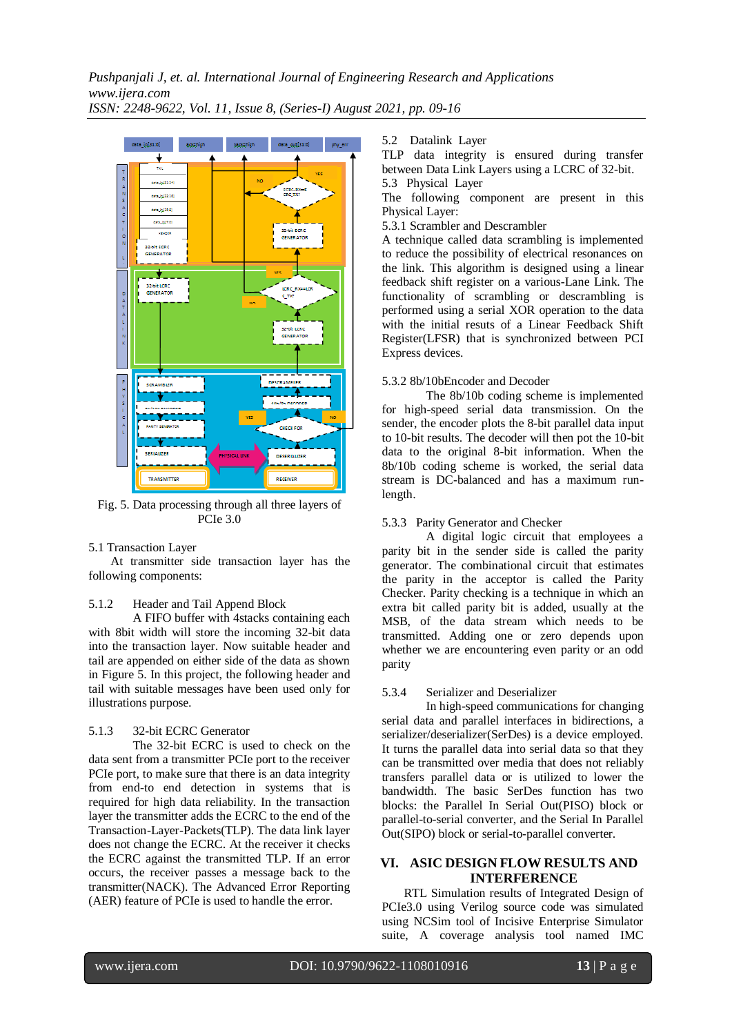Fig. 5. Data processing through all three layers of PCIe 3.0

### 5.1 Transaction Layer

At transmitter side transaction layer has the following components:

#### 5.1.2 Header and Tail Append Block

A FIFO buffer with 4stacks containing each with 8bit width will store the incoming 32-bit data into the transaction layer. Now suitable header and tail are appended on either side of the data as shown in Figure 5. In this project, the following header and tail with suitable messages have been used only for illustrations purpose.

#### 5.1.3 32-bit ECRC Generator

The 32-bit ECRC is used to check on the data sent from a transmitter PCIe port to the receiver PCIe port, to make sure that there is an data integrity from end-to end detection in systems that is required for high data reliability. In the transaction layer the transmitter adds the ECRC to the end of the Transaction-Layer-Packets(TLP). The data link layer does not change the ECRC. At the receiver it checks the ECRC against the transmitted TLP. If an error occurs, the receiver passes a message back to the transmitter(NACK). The Advanced Error Reporting (AER) feature of PCIe is used to handle the error.

### 5.2 Datalink Layer

TLP data integrity is ensured during transfer between Data Link Layers using a LCRC of 32-bit.

### 5.3 Physical Layer

The following component are present in this Physical Layer:

#### 5.3.1 Scrambler and Descrambler

A technique called data scrambling is implemented to reduce the possibility of electrical resonances on the link. This algorithm is designed using a linear feedback shift register on a various-Lane Link. The functionality of scrambling or descrambling is performed using a serial XOR operation to the data with the initial resuts of a Linear Feedback Shift Register(LFSR) that is synchronized between PCI Express devices.

#### 5.3.2 8b/10bEncoder and Decoder

The 8b/10b coding scheme is implemented for high-speed serial data transmission. On the sender, the encoder plots the 8-bit parallel data input to 10-bit results. The decoder will then pot the 10-bit data to the original 8-bit information. When the 8b/10b coding scheme is worked, the serial data stream is DC-balanced and has a maximum run-length.

#### 5.3.3 Parity Generator and Checker

A digital logic circuit that employees a parity bit in the sender side is called the parity generator. The combinational circuit that estimates the parity in the acceptor is called the Parity Checker. Parity checking is a technique in which an extra bit called parity bit is added, usually at the MSB, of the data stream which needs to be transmitted. Adding one or zero depends upon whether we are encountering even parity or an odd parity

#### 5.3.4 Serializer and Deserializer

In high-speed communications for changing serial data and parallel interfaces in bidirections, a serializer/deserializer(SerDes) is a device employed. It turns the parallel data into serial data so that they can be transmitted over media that does not reliably transfers parallel data or is utilized to lower the bandwidth. The basic SerDes function has two blocks: the Parallel In Serial Out(PISO) block or parallel-to-serial converter, and the Serial In Parallel Out(SIPO) block or serial-to-parallel converter.

## VI. ASIC DESIGN FLOW RESULTS AND INTERFERENCE

RTL Simulation results of Integrated Design of PCIe3.0 using Verilog source code was simulated using NCSim tool of Incisive Enterprise Simulator suite, A coverage analysis tool named IMC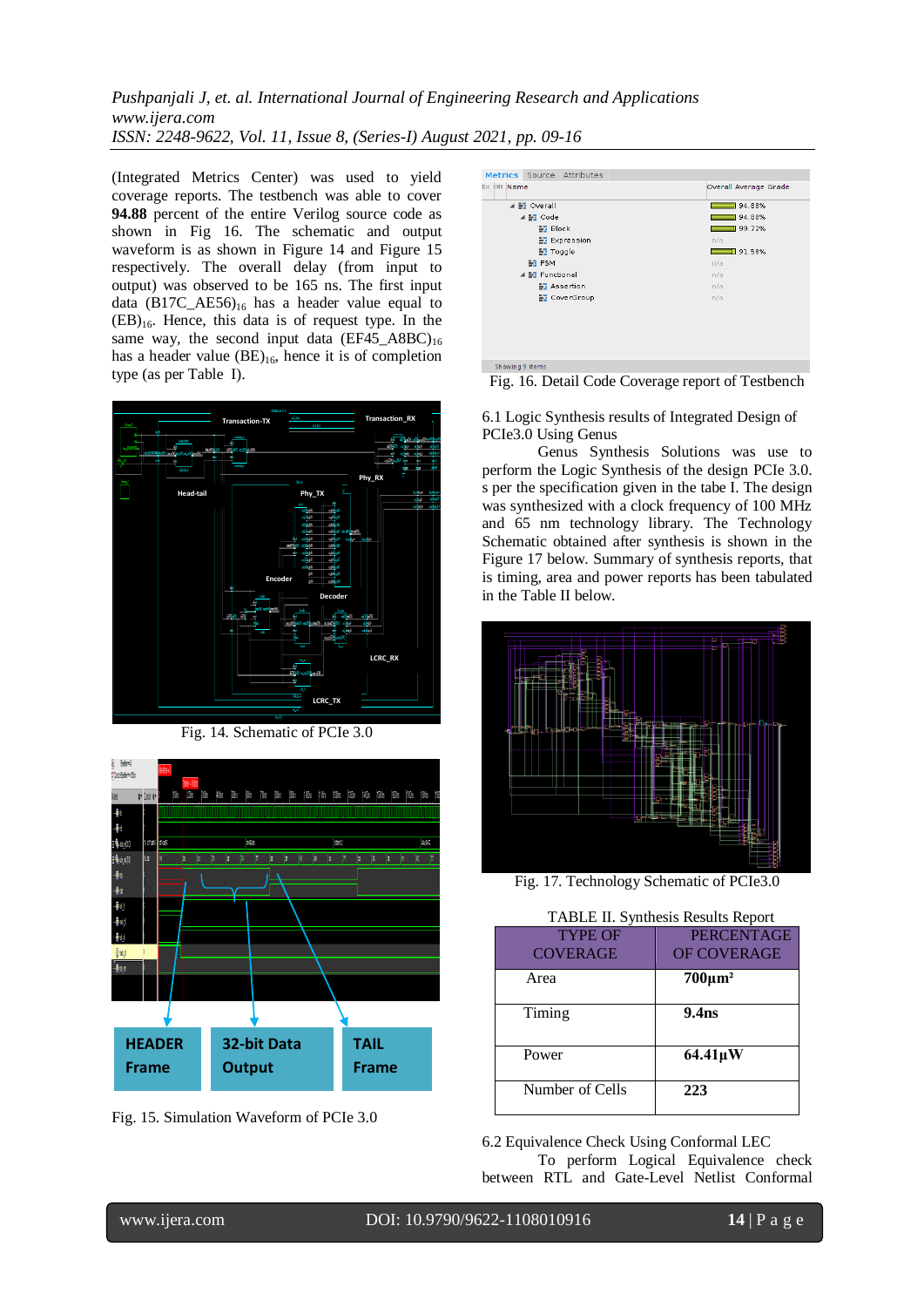(Integrated Metrics Center) was used to yield coverage reports. The testbench was able to cover **94.88** percent of the entire Verilog source code as shown in Fig 16. The schematic and output waveform is as shown in Figure 14 and Figure 15 respectively. The overall delay (from input to output) was observed to be 165 ns. The first input data $(B17C\_AE56)_{16}$ has a header value equal to $(EB)_{16}$. Hence, this data is of request type. In the same way, the second input data $(EF45\_A8BC)_{16}$ has a header value $(BE)_{16}$, hence it is of completion type (as per Table I).

Fig. 14. Schematic of PCIe 3.0

Fig. 15. Simulation Waveform of PCIe 3.0

Fig. 16. Detail Code Coverage report of Testbench

## 6.1 Logic Synthesis results of Integrated Design of PCIe3.0 Using Genus

Genus Synthesis Solutions was use to perform the Logic Synthesis of the design PCIe 3.0. s per the specification given in the tabe I. The design was synthesized with a clock frequency of 100 MHz and 65 nm technology library. The Technology Schematic obtained after synthesis is shown in the Figure 17 below. Summary of synthesis reports, that is timing, area and power reports has been tabulated in the Table II below.

Fig. 17. Technology Schematic of PCIe3.0

TABLE II. Synthesis Results Report

| TYPE OF COVERAGE | PERCENTAGE OF COVERAGE |
|---|---|
| Area | **700µm²** |
| Timing | **9.4ns** |
| Power | **64.41µW** |
| Number of Cells | **223** |

## 6.2 Equivalence Check Using Conformal LEC

To perform Logical Equivalence check between RTL and Gate-Level Netlist Conformal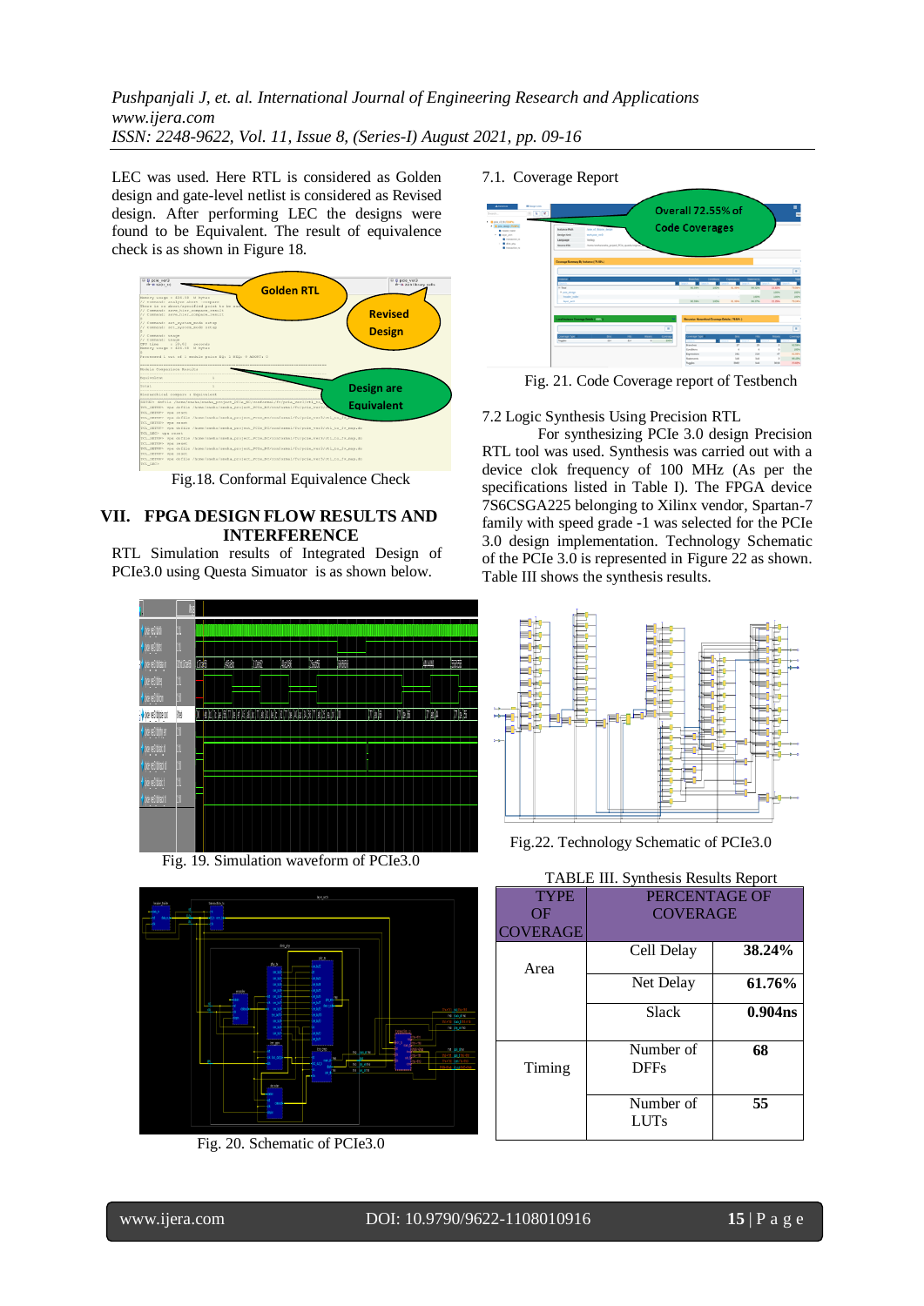LEC was used. Here RTL is considered as Golden design and gate-level netlist is considered as Revised design. After performing LEC the designs were found to be Equivalent. The result of equivalence check is as shown in Figure 18.

Fig.18. Conformal Equivalence Check

## VII. FPGA DESIGN FLOW RESULTS AND INTERFERENCE

RTL Simulation results of Integrated Design of PCIe3.0 using Questa Simuator is as shown below.

Fig. 19. Simulation waveform of PCIe3.0

Fig. 20. Schematic of PCIe3.0

### 7.1. Coverage Report

Fig. 21. Code Coverage report of Testbench

### 7.2 Logic Synthesis Using Precision RTL

For synthesizing PCIe 3.0 design Precision RTL tool was used. Synthesis was carried out with a device clok frequency of 100 MHz (As per the specifications listed in Table I). The FPGA device 7S6CSGA225 belonging to Xilinx vendor, Spartan-7 family with speed grade -1 was selected for the PCIe 3.0 design implementation. Technology Schematic of the PCIe 3.0 is represented in Figure 22 as shown. Table III shows the synthesis results.

Fig.22. Technology Schematic of PCIe3.0

TABLE III. Synthesis Results Report

| TYPE OF COVERAGE | PERCENTAGE OF COVERAGE | |
|---|---|---|
| Area | Cell Delay | **38.24%** |
| | Net Delay | **61.76%** |
| | Slack | **0.904ns** |
| Timing | Number of DFFs | **68** |
| | Number of LUTs | **55** |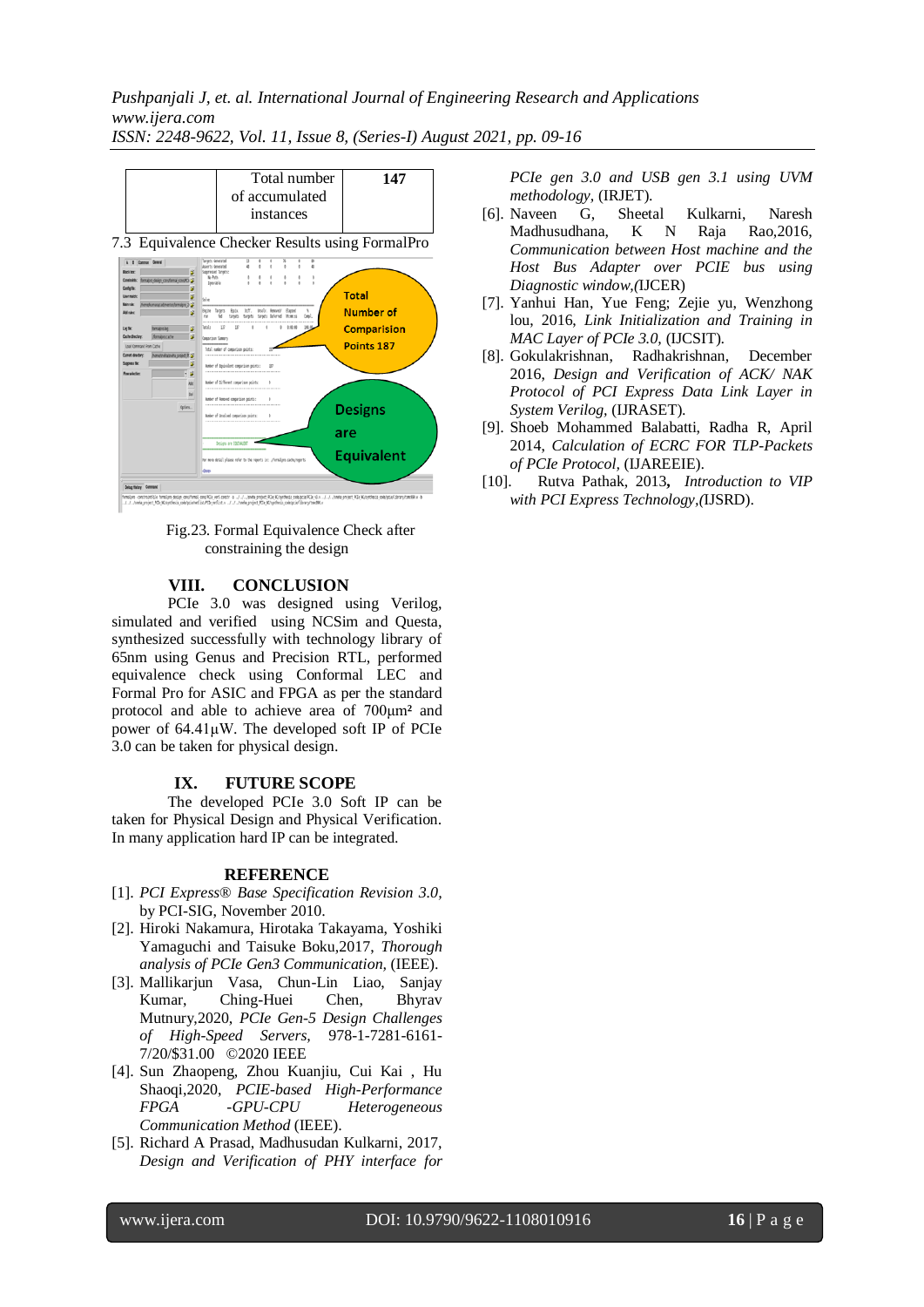| | | |
|---|---|---|
| | Total number of accumulated instances | **147** |

7.3 Equivalence Checker Results using FormalPro

Total Number of Comparision Points 187

Designs are Equivalent

Fig.23. Formal Equivalence Check after constraining the design

## VIII. CONCLUSION

PCIe 3.0 was designed using Verilog, simulated and verified using NCSim and Questa, synthesized successfully with technology library of 65nm using Genus and Precision RTL, performed equivalence check using Conformal LEC and Formal Pro for ASIC and FPGA as per the standard protocol and able to achieve area of 700μm² and power of 64.41μW. The developed soft IP of PCIe 3.0 can be taken for physical design.

## IX. FUTURE SCOPE

The developed PCIe 3.0 Soft IP can be taken for Physical Design and Physical Verification. In many application hard IP can be integrated.

## REFERENCE

[1]. *PCI Express® Base Specification Revision 3.0*, by PCI-SIG, November 2010.

[2]. Hiroki Nakamura, Hirotaka Takayama, Yoshiki Yamaguchi and Taisuke Boku,2017, *Thorough analysis of PCIe Gen3 Communication*, (IEEE).

[3]. Mallikarjun Vasa, Chun-Lin Liao, Sanjay Kumar, Ching-Huei Chen, Bhyrav Mutnury,2020, *PCIe Gen-5 Design Challenges of High-Speed Servers*, 978-1-7281-6161-7/20/$31.00 ©2020 IEEE

[4]. Sun Zhaopeng, Zhou Kuanjiu, Cui Kai , Hu Shaoqi,2020, *PCIE-based High-Performance FPGA -GPU-CPU Heterogeneous Communication Method* (IEEE).

[5]. Richard A Prasad, Madhusudan Kulkarni, 2017, *Design and Verification of PHY interface for PCIe gen 3.0 and USB gen 3.1 using UVM methodology*, (IRJET).

[6]. Naveen G, Sheetal Kulkarni, Naresh Madhusudhana, K N Raja Rao,2016, *Communication between Host machine and the Host Bus Adapter over PCIE bus using Diagnostic window*,(IJCER)

[7]. Yanhui Han, Yue Feng; Zejie yu, Wenzhong lou, 2016, *Link Initialization and Training in MAC Layer of PCIe 3.0*, (IJCSIT).

[8]. Gokulakrishnan, Radhakrishnan, December 2016, *Design and Verification of ACK/ NAK Protocol of PCI Express Data Link Layer in System Verilog*, (IJRASET).

[9]. Shoeb Mohammed Balabatti, Radha R, April 2014, *Calculation of ECRC FOR TLP-Packets of PCIe Protocol*, (IJAREEIE).

[10]. Rutva Pathak, 2013**,** *Introduction to VIP with PCI Express Technology*,(IJSRD).